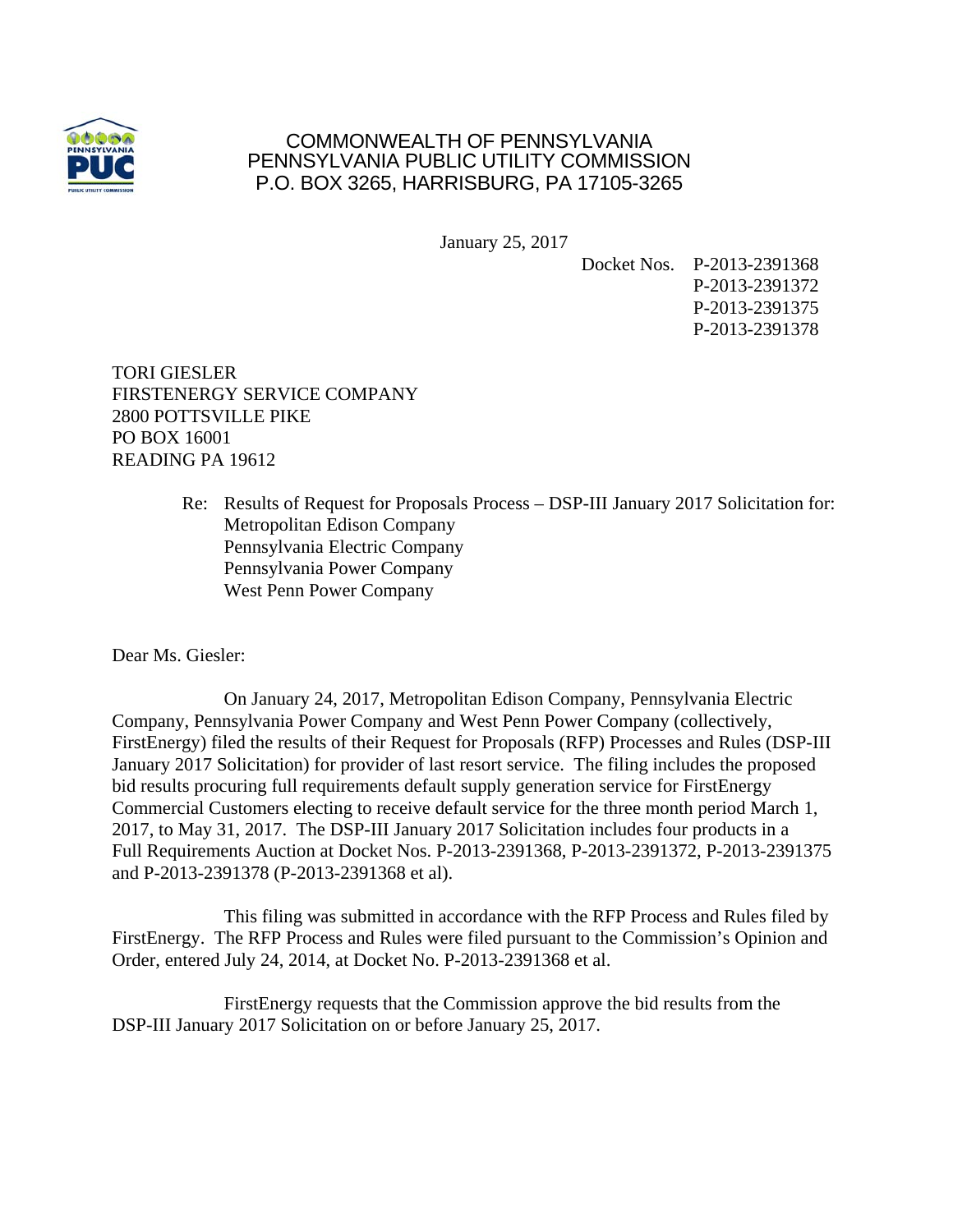COMMONWEALTH OF PENNSYLVANIA
PENNSYLVANIA PUBLIC UTILITY COMMISSION
P.O. BOX 3265, HARRISBURG, PA 17105-3265

January 25, 2017

Docket Nos. P-2013-2391368
P-2013-2391372
P-2013-2391375
P-2013-2391378

TORI GIESLER
FIRSTENERGY SERVICE COMPANY
2800 POTTSVILLE PIKE
PO BOX 16001
READING PA 19612

Re: Results of Request for Proposals Process – DSP-III January 2017 Solicitation for:
Metropolitan Edison Company
Pennsylvania Electric Company
Pennsylvania Power Company
West Penn Power Company

Dear Ms. Giesler:

On January 24, 2017, Metropolitan Edison Company, Pennsylvania Electric Company, Pennsylvania Power Company and West Penn Power Company (collectively, FirstEnergy) filed the results of their Request for Proposals (RFP) Processes and Rules (DSP-III January 2017 Solicitation) for provider of last resort service. The filing includes the proposed bid results procuring full requirements default supply generation service for FirstEnergy Commercial Customers electing to receive default service for the three month period March 1, 2017, to May 31, 2017. The DSP-III January 2017 Solicitation includes four products in a Full Requirements Auction at Docket Nos. P-2013-2391368, P-2013-2391372, P-2013-2391375 and P-2013-2391378 (P-2013-2391368 et al).

This filing was submitted in accordance with the RFP Process and Rules filed by FirstEnergy. The RFP Process and Rules were filed pursuant to the Commission's Opinion and Order, entered July 24, 2014, at Docket No. P-2013-2391368 et al.

FirstEnergy requests that the Commission approve the bid results from the DSP-III January 2017 Solicitation on or before January 25, 2017.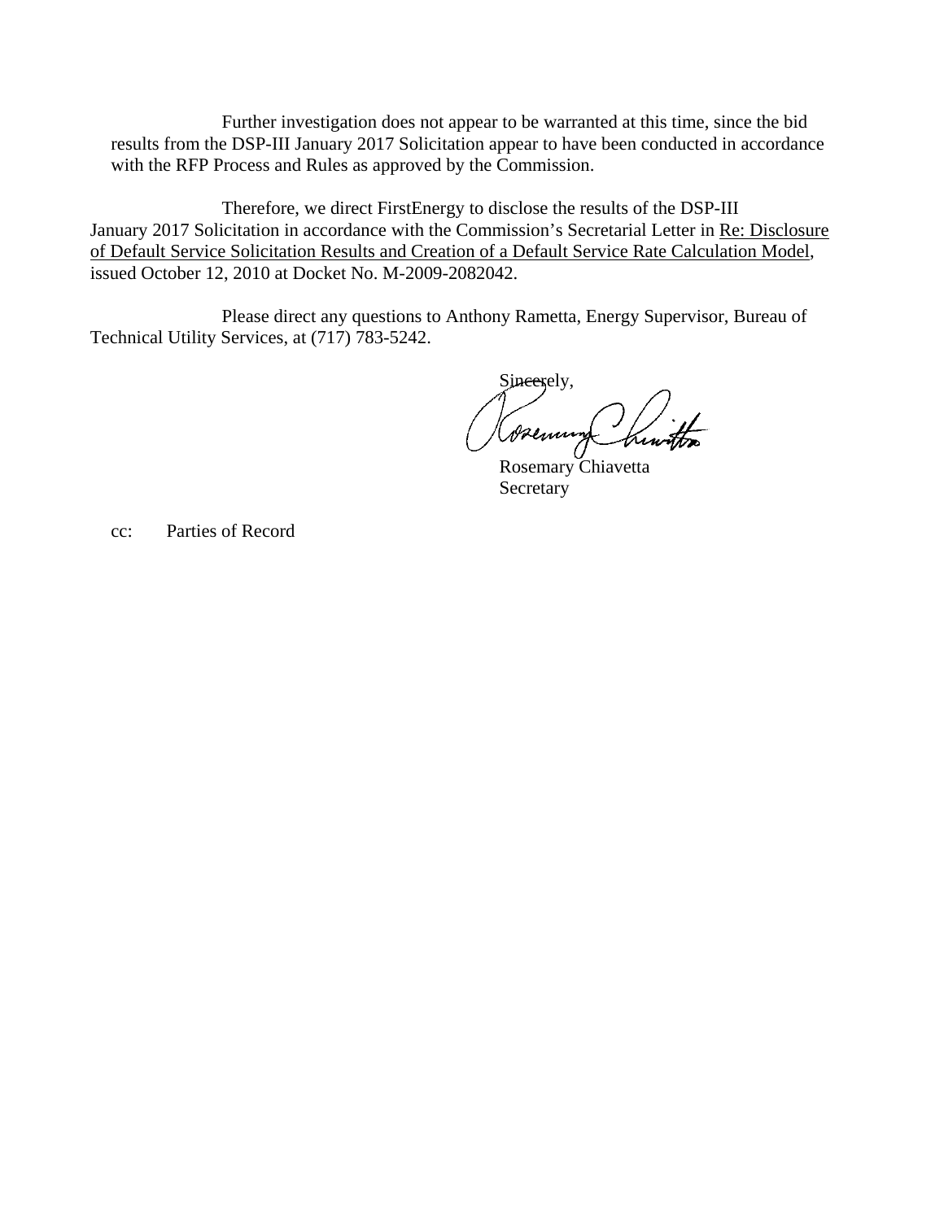Further investigation does not appear to be warranted at this time, since the bid results from the DSP-III January 2017 Solicitation appear to have been conducted in accordance with the RFP Process and Rules as approved by the Commission.

Therefore, we direct FirstEnergy to disclose the results of the DSP-III January 2017 Solicitation in accordance with the Commission's Secretarial Letter in Re: Disclosure of Default Service Solicitation Results and Creation of a Default Service Rate Calculation Model, issued October 12, 2010 at Docket No. M-2009-2082042.

Please direct any questions to Anthony Rametta, Energy Supervisor, Bureau of Technical Utility Services, at (717) 783-5242.

Sincerely,

Rosemary Chiavetta
Secretary

cc: Parties of Record